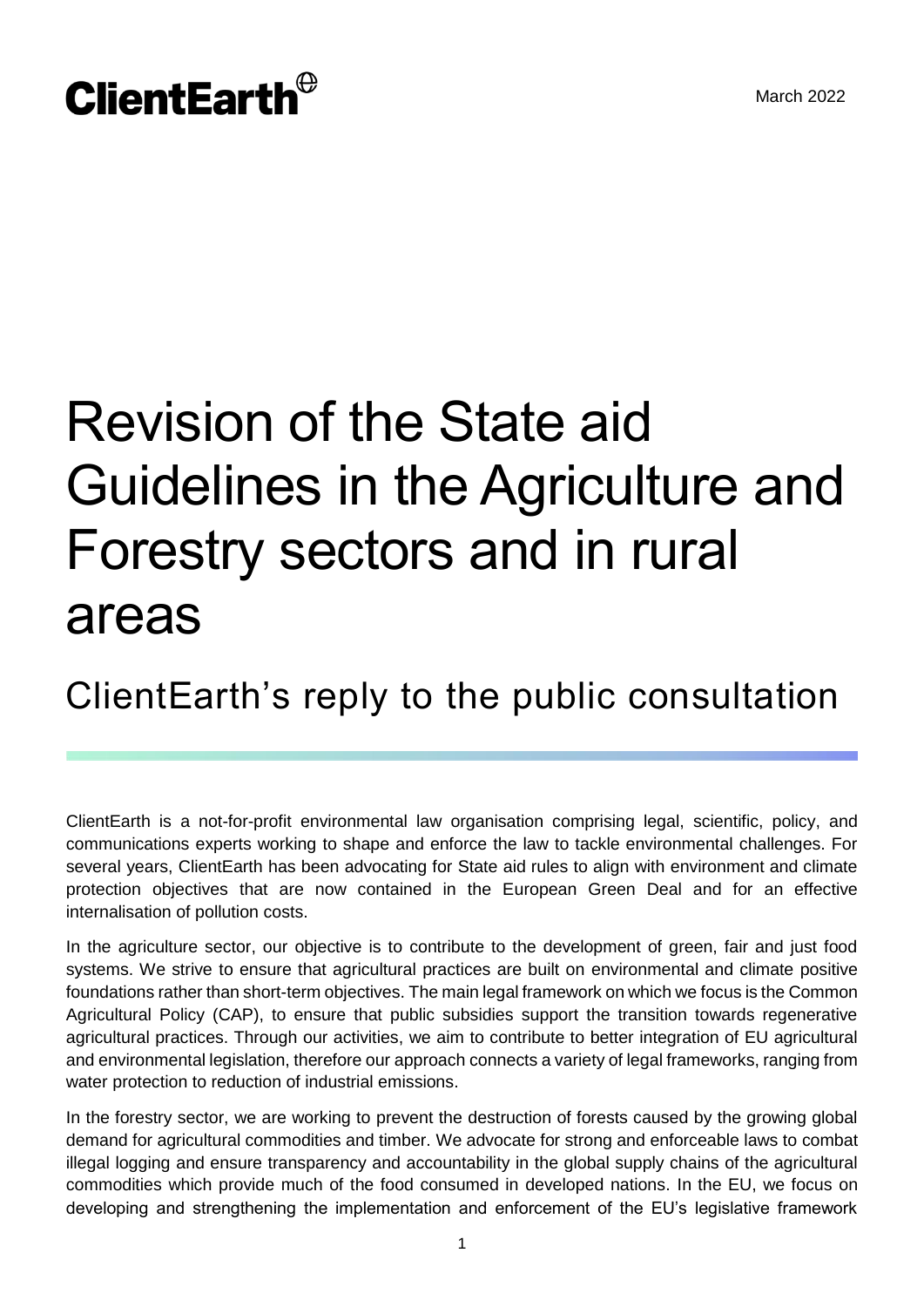ClientEarth

March 2022

# Revision of the State aid Guidelines in the Agriculture and Forestry sectors and in rural areas

## ClientEarth's reply to the public consultation

ClientEarth is a not-for-profit environmental law organisation comprising legal, scientific, policy, and communications experts working to shape and enforce the law to tackle environmental challenges. For several years, ClientEarth has been advocating for State aid rules to align with environment and climate protection objectives that are now contained in the European Green Deal and for an effective internalisation of pollution costs.

In the agriculture sector, our objective is to contribute to the development of green, fair and just food systems. We strive to ensure that agricultural practices are built on environmental and climate positive foundations rather than short-term objectives. The main legal framework on which we focus is the Common Agricultural Policy (CAP), to ensure that public subsidies support the transition towards regenerative agricultural practices. Through our activities, we aim to contribute to better integration of EU agricultural and environmental legislation, therefore our approach connects a variety of legal frameworks, ranging from water protection to reduction of industrial emissions.

In the forestry sector, we are working to prevent the destruction of forests caused by the growing global demand for agricultural commodities and timber. We advocate for strong and enforceable laws to combat illegal logging and ensure transparency and accountability in the global supply chains of the agricultural commodities which provide much of the food consumed in developed nations. In the EU, we focus on developing and strengthening the implementation and enforcement of the EU's legislative framework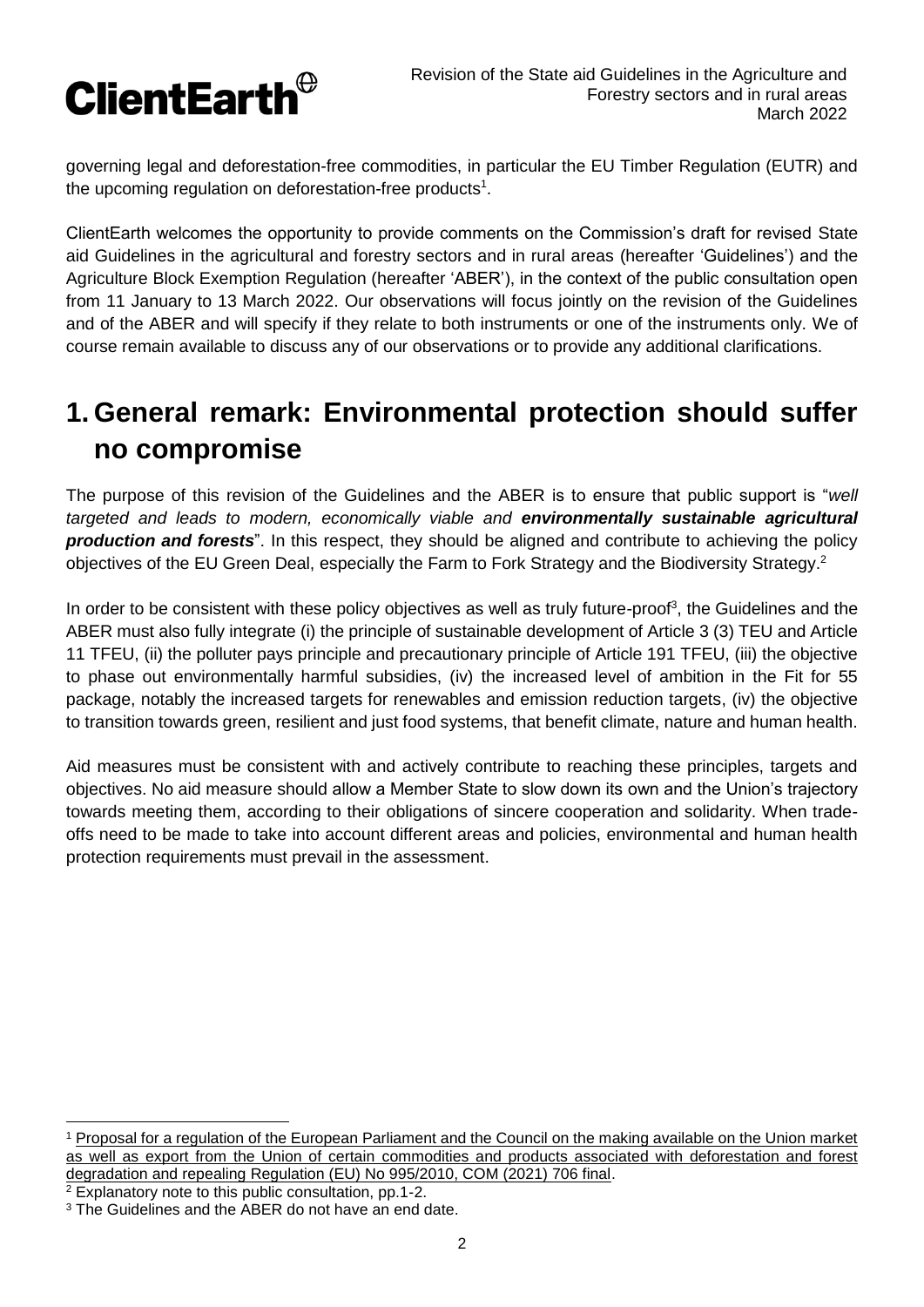governing legal and deforestation-free commodities, in particular the EU Timber Regulation (EUTR) and the upcoming regulation on deforestation-free products[1].

ClientEarth welcomes the opportunity to provide comments on the Commission's draft for revised State aid Guidelines in the agricultural and forestry sectors and in rural areas (hereafter 'Guidelines') and the Agriculture Block Exemption Regulation (hereafter 'ABER'), in the context of the public consultation open from 11 January to 13 March 2022. Our observations will focus jointly on the revision of the Guidelines and of the ABER and will specify if they relate to both instruments or one of the instruments only. We of course remain available to discuss any of our observations or to provide any additional clarifications.

# 1. General remark: Environmental protection should suffer no compromise

The purpose of this revision of the Guidelines and the ABER is to ensure that public support is "*well targeted and leads to modern, economically viable and **environmentally sustainable agricultural production and forests***". In this respect, they should be aligned and contribute to achieving the policy objectives of the EU Green Deal, especially the Farm to Fork Strategy and the Biodiversity Strategy.[2]

In order to be consistent with these policy objectives as well as truly future-proof[3], the Guidelines and the ABER must also fully integrate (i) the principle of sustainable development of Article 3 (3) TEU and Article 11 TFEU, (ii) the polluter pays principle and precautionary principle of Article 191 TFEU, (iii) the objective to phase out environmentally harmful subsidies, (iv) the increased level of ambition in the Fit for 55 package, notably the increased targets for renewables and emission reduction targets, (iv) the objective to transition towards green, resilient and just food systems, that benefit climate, nature and human health.

Aid measures must be consistent with and actively contribute to reaching these principles, targets and objectives. No aid measure should allow a Member State to slow down its own and the Union's trajectory towards meeting them, according to their obligations of sincere cooperation and solidarity. When trade-offs need to be made to take into account different areas and policies, environmental and human health protection requirements must prevail in the assessment.

---

[1] Proposal for a regulation of the European Parliament and the Council on the making available on the Union market as well as export from the Union of certain commodities and products associated with deforestation and forest degradation and repealing Regulation (EU) No 995/2010, COM (2021) 706 final.

[2] Explanatory note to this public consultation, pp.1-2.

[3] The Guidelines and the ABER do not have an end date.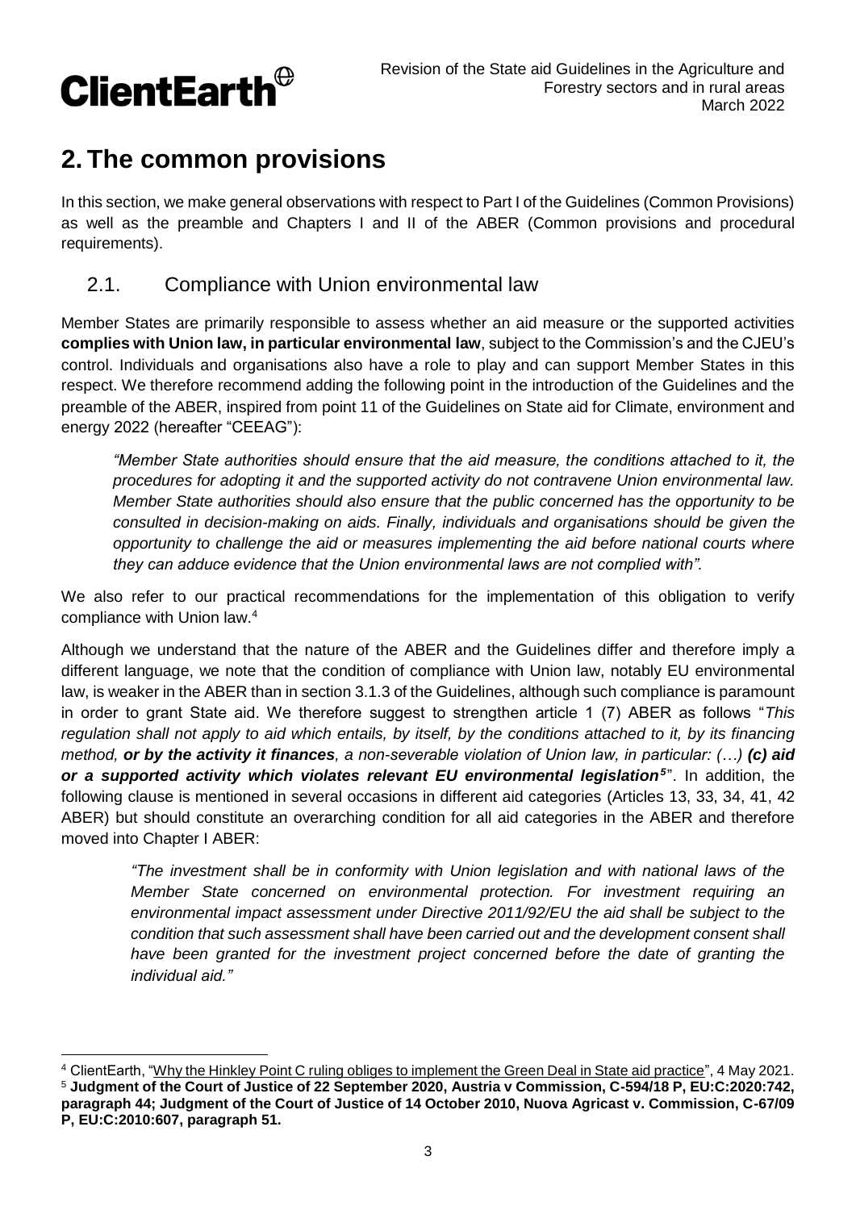# 2. The common provisions

In this section, we make general observations with respect to Part I of the Guidelines (Common Provisions) as well as the preamble and Chapters I and II of the ABER (Common provisions and procedural requirements).

## 2.1. Compliance with Union environmental law

Member States are primarily responsible to assess whether an aid measure or the supported activities **complies with Union law, in particular environmental law**, subject to the Commission's and the CJEU's control. Individuals and organisations also have a role to play and can support Member States in this respect. We therefore recommend adding the following point in the introduction of the Guidelines and the preamble of the ABER, inspired from point 11 of the Guidelines on State aid for Climate, environment and energy 2022 (hereafter "CEEAG"):

> *"Member State authorities should ensure that the aid measure, the conditions attached to it, the procedures for adopting it and the supported activity do not contravene Union environmental law. Member State authorities should also ensure that the public concerned has the opportunity to be consulted in decision-making on aids. Finally, individuals and organisations should be given the opportunity to challenge the aid or measures implementing the aid before national courts where they can adduce evidence that the Union environmental laws are not complied with".*

We also refer to our practical recommendations for the implementation of this obligation to verify compliance with Union law.[4]

Although we understand that the nature of the ABER and the Guidelines differ and therefore imply a different language, we note that the condition of compliance with Union law, notably EU environmental law, is weaker in the ABER than in section 3.1.3 of the Guidelines, although such compliance is paramount in order to grant State aid. We therefore suggest to strengthen article 1 (7) ABER as follows "*This regulation shall not apply to aid which entails, by itself, by the conditions attached to it, by its financing method,* ***or by the activity it finances****, a non-severable violation of Union law, in particular: (…)* ***(c) aid or a supported activity which violates relevant EU environmental legislation***[5]". In addition, the following clause is mentioned in several occasions in different aid categories (Articles 13, 33, 34, 41, 42 ABER) but should constitute an overarching condition for all aid categories in the ABER and therefore moved into Chapter I ABER:

> *"The investment shall be in conformity with Union legislation and with national laws of the Member State concerned on environmental protection. For investment requiring an environmental impact assessment under Directive 2011/92/EU the aid shall be subject to the condition that such assessment shall have been carried out and the development consent shall have been granted for the investment project concerned before the date of granting the individual aid."*

---

[4] ClientEarth, "Why the Hinkley Point C ruling obliges to implement the Green Deal in State aid practice", 4 May 2021.

[5] **Judgment of the Court of Justice of 22 September 2020, Austria v Commission, C-594/18 P, EU:C:2020:742, paragraph 44; Judgment of the Court of Justice of 14 October 2010, Nuova Agricast v. Commission, C-67/09 P, EU:C:2010:607, paragraph 51.**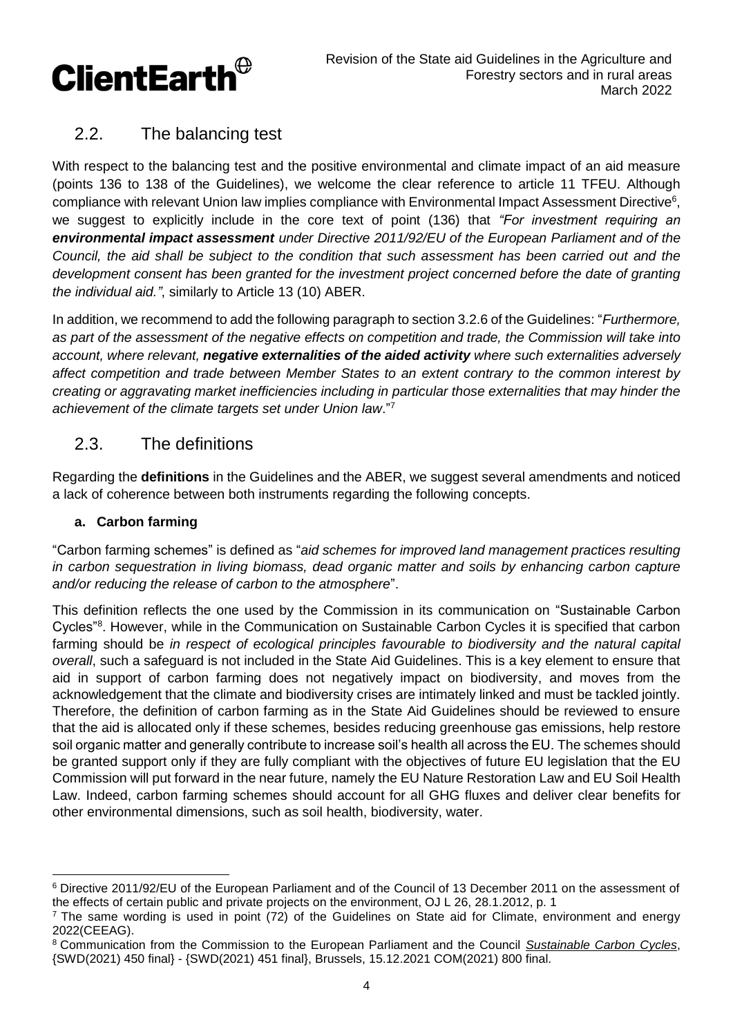## 2.2. The balancing test

With respect to the balancing test and the positive environmental and climate impact of an aid measure (points 136 to 138 of the Guidelines), we welcome the clear reference to article 11 TFEU. Although compliance with relevant Union law implies compliance with Environmental Impact Assessment Directive[6], we suggest to explicitly include in the core text of point (136) that *"For investment requiring an **environmental impact assessment** under Directive 2011/92/EU of the European Parliament and of the Council, the aid shall be subject to the condition that such assessment has been carried out and the development consent has been granted for the investment project concerned before the date of granting the individual aid."*, similarly to Article 13 (10) ABER.

In addition, we recommend to add the following paragraph to section 3.2.6 of the Guidelines: "*Furthermore, as part of the assessment of the negative effects on competition and trade, the Commission will take into account, where relevant, **negative externalities of the aided activity** where such externalities adversely affect competition and trade between Member States to an extent contrary to the common interest by creating or aggravating market inefficiencies including in particular those externalities that may hinder the achievement of the climate targets set under Union law*."[7]

## 2.3. The definitions

Regarding the **definitions** in the Guidelines and the ABER, we suggest several amendments and noticed a lack of coherence between both instruments regarding the following concepts.

### a. Carbon farming

"Carbon farming schemes" is defined as "*aid schemes for improved land management practices resulting in carbon sequestration in living biomass, dead organic matter and soils by enhancing carbon capture and/or reducing the release of carbon to the atmosphere*".

This definition reflects the one used by the Commission in its communication on "Sustainable Carbon Cycles"[8]. However, while in the Communication on Sustainable Carbon Cycles it is specified that carbon farming should be *in respect of ecological principles favourable to biodiversity and the natural capital overall*, such a safeguard is not included in the State Aid Guidelines. This is a key element to ensure that aid in support of carbon farming does not negatively impact on biodiversity, and moves from the acknowledgement that the climate and biodiversity crises are intimately linked and must be tackled jointly. Therefore, the definition of carbon farming as in the State Aid Guidelines should be reviewed to ensure that the aid is allocated only if these schemes, besides reducing greenhouse gas emissions, help restore soil organic matter and generally contribute to increase soil's health all across the EU. The schemes should be granted support only if they are fully compliant with the objectives of future EU legislation that the EU Commission will put forward in the near future, namely the EU Nature Restoration Law and EU Soil Health Law. Indeed, carbon farming schemes should account for all GHG fluxes and deliver clear benefits for other environmental dimensions, such as soil health, biodiversity, water.

---

[6] Directive 2011/92/EU of the European Parliament and of the Council of 13 December 2011 on the assessment of the effects of certain public and private projects on the environment, OJ L 26, 28.1.2012, p. 1

[7] The same wording is used in point (72) of the Guidelines on State aid for Climate, environment and energy 2022(CEEAG).

[8] Communication from the Commission to the European Parliament and the Council *Sustainable Carbon Cycles*, {SWD(2021) 450 final} - {SWD(2021) 451 final}, Brussels, 15.12.2021 COM(2021) 800 final.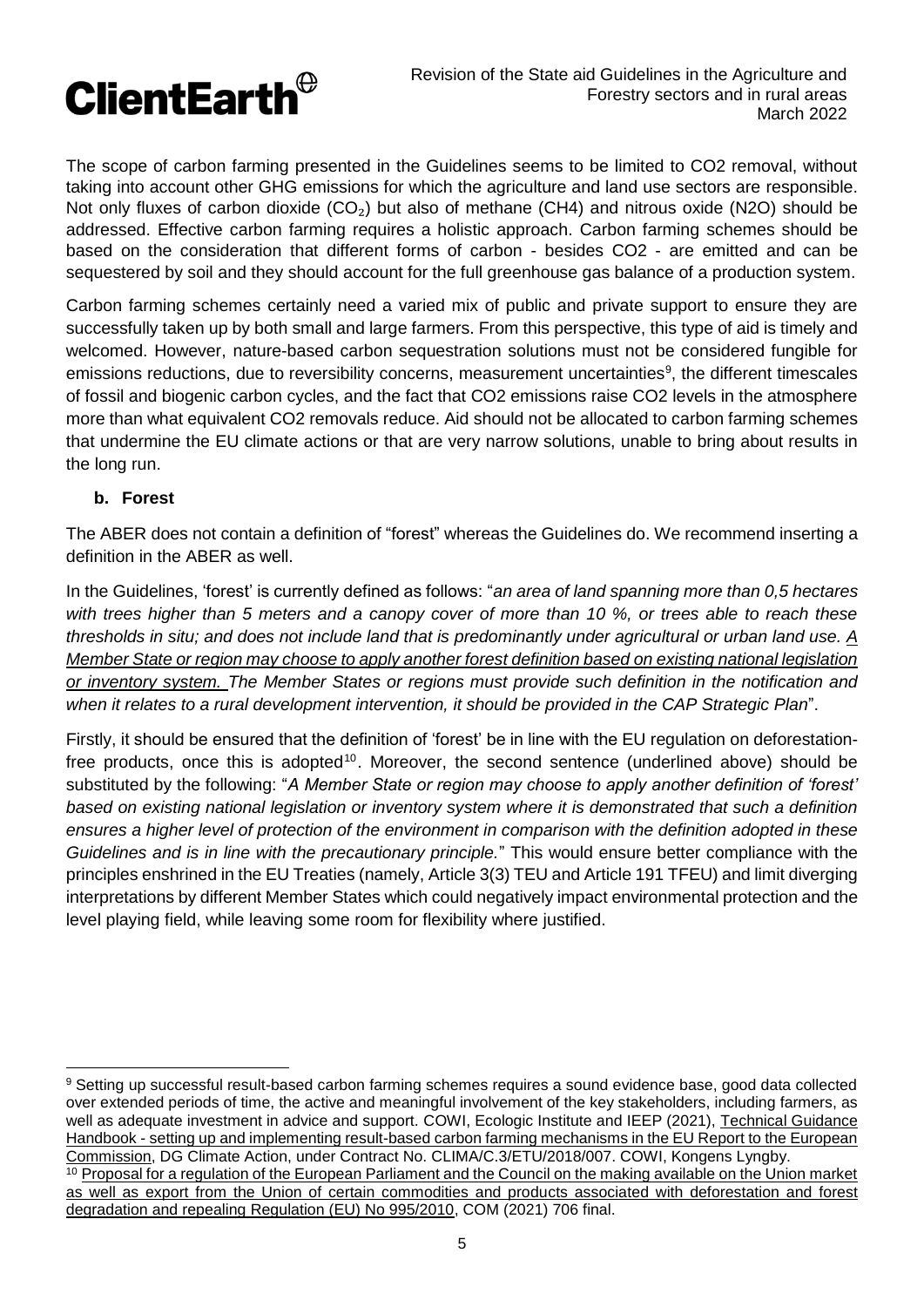The scope of carbon farming presented in the Guidelines seems to be limited to CO2 removal, without taking into account other GHG emissions for which the agriculture and land use sectors are responsible. Not only fluxes of carbon dioxide ($CO_2$) but also of methane (CH4) and nitrous oxide (N2O) should be addressed. Effective carbon farming requires a holistic approach. Carbon farming schemes should be based on the consideration that different forms of carbon - besides CO2 - are emitted and can be sequestered by soil and they should account for the full greenhouse gas balance of a production system.

Carbon farming schemes certainly need a varied mix of public and private support to ensure they are successfully taken up by both small and large farmers. From this perspective, this type of aid is timely and welcomed. However, nature-based carbon sequestration solutions must not be considered fungible for emissions reductions, due to reversibility concerns, measurement uncertainties[9], the different timescales of fossil and biogenic carbon cycles, and the fact that CO2 emissions raise CO2 levels in the atmosphere more than what equivalent CO2 removals reduce. Aid should not be allocated to carbon farming schemes that undermine the EU climate actions or that are very narrow solutions, unable to bring about results in the long run.

### b. Forest

The ABER does not contain a definition of "forest" whereas the Guidelines do. We recommend inserting a definition in the ABER as well.

In the Guidelines, 'forest' is currently defined as follows: "*an area of land spanning more than 0,5 hectares with trees higher than 5 meters and a canopy cover of more than 10 %, or trees able to reach these thresholds in situ; and does not include land that is predominantly under agricultural or urban land use. A Member State or region may choose to apply another forest definition based on existing national legislation or inventory system. The Member States or regions must provide such definition in the notification and when it relates to a rural development intervention, it should be provided in the CAP Strategic Plan*".

Firstly, it should be ensured that the definition of 'forest' be in line with the EU regulation on deforestation-free products, once this is adopted[10]. Moreover, the second sentence (underlined above) should be substituted by the following: "*A Member State or region may choose to apply another definition of 'forest' based on existing national legislation or inventory system where it is demonstrated that such a definition ensures a higher level of protection of the environment in comparison with the definition adopted in these Guidelines and is in line with the precautionary principle.*" This would ensure better compliance with the principles enshrined in the EU Treaties (namely, Article 3(3) TEU and Article 191 TFEU) and limit diverging interpretations by different Member States which could negatively impact environmental protection and the level playing field, while leaving some room for flexibility where justified.

---

[9] Setting up successful result-based carbon farming schemes requires a sound evidence base, good data collected over extended periods of time, the active and meaningful involvement of the key stakeholders, including farmers, as well as adequate investment in advice and support. COWI, Ecologic Institute and IEEP (2021), Technical Guidance Handbook - setting up and implementing result-based carbon farming mechanisms in the EU Report to the European Commission, DG Climate Action, under Contract No. CLIMA/C.3/ETU/2018/007. COWI, Kongens Lyngby.

[10] Proposal for a regulation of the European Parliament and the Council on the making available on the Union market as well as export from the Union of certain commodities and products associated with deforestation and forest degradation and repealing Regulation (EU) No 995/2010, COM (2021) 706 final.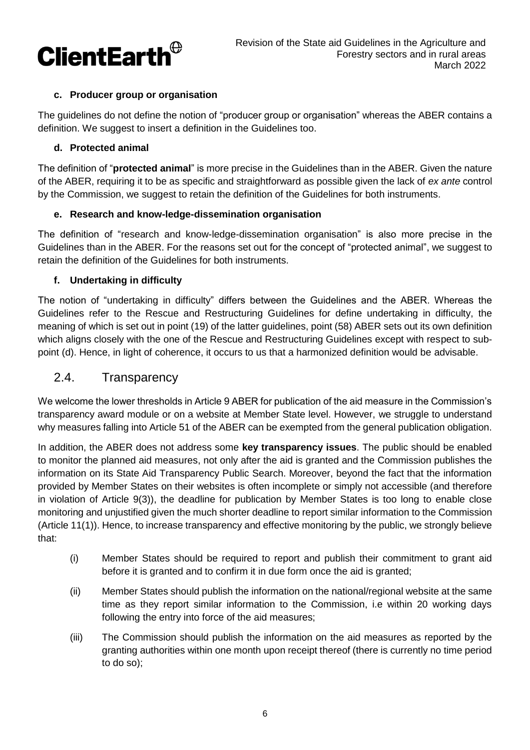#### c. Producer group or organisation

The guidelines do not define the notion of "producer group or organisation" whereas the ABER contains a definition. We suggest to insert a definition in the Guidelines too.

#### d. Protected animal

The definition of "**protected animal**" is more precise in the Guidelines than in the ABER. Given the nature of the ABER, requiring it to be as specific and straightforward as possible given the lack of *ex ante* control by the Commission, we suggest to retain the definition of the Guidelines for both instruments.

#### e. Research and know-ledge-dissemination organisation

The definition of "research and know-ledge-dissemination organisation" is also more precise in the Guidelines than in the ABER. For the reasons set out for the concept of "protected animal", we suggest to retain the definition of the Guidelines for both instruments.

#### f. Undertaking in difficulty

The notion of "undertaking in difficulty" differs between the Guidelines and the ABER. Whereas the Guidelines refer to the Rescue and Restructuring Guidelines for define undertaking in difficulty, the meaning of which is set out in point (19) of the latter guidelines, point (58) ABER sets out its own definition which aligns closely with the one of the Rescue and Restructuring Guidelines except with respect to sub-point (d). Hence, in light of coherence, it occurs to us that a harmonized definition would be advisable.

## 2.4. Transparency

We welcome the lower thresholds in Article 9 ABER for publication of the aid measure in the Commission's transparency award module or on a website at Member State level. However, we struggle to understand why measures falling into Article 51 of the ABER can be exempted from the general publication obligation.

In addition, the ABER does not address some **key transparency issues**. The public should be enabled to monitor the planned aid measures, not only after the aid is granted and the Commission publishes the information on its State Aid Transparency Public Search. Moreover, beyond the fact that the information provided by Member States on their websites is often incomplete or simply not accessible (and therefore in violation of Article 9(3)), the deadline for publication by Member States is too long to enable close monitoring and unjustified given the much shorter deadline to report similar information to the Commission (Article 11(1)). Hence, to increase transparency and effective monitoring by the public, we strongly believe that:

(i) Member States should be required to report and publish their commitment to grant aid before it is granted and to confirm it in due form once the aid is granted;

(ii) Member States should publish the information on the national/regional website at the same time as they report similar information to the Commission, i.e within 20 working days following the entry into force of the aid measures;

(iii) The Commission should publish the information on the aid measures as reported by the granting authorities within one month upon receipt thereof (there is currently no time period to do so);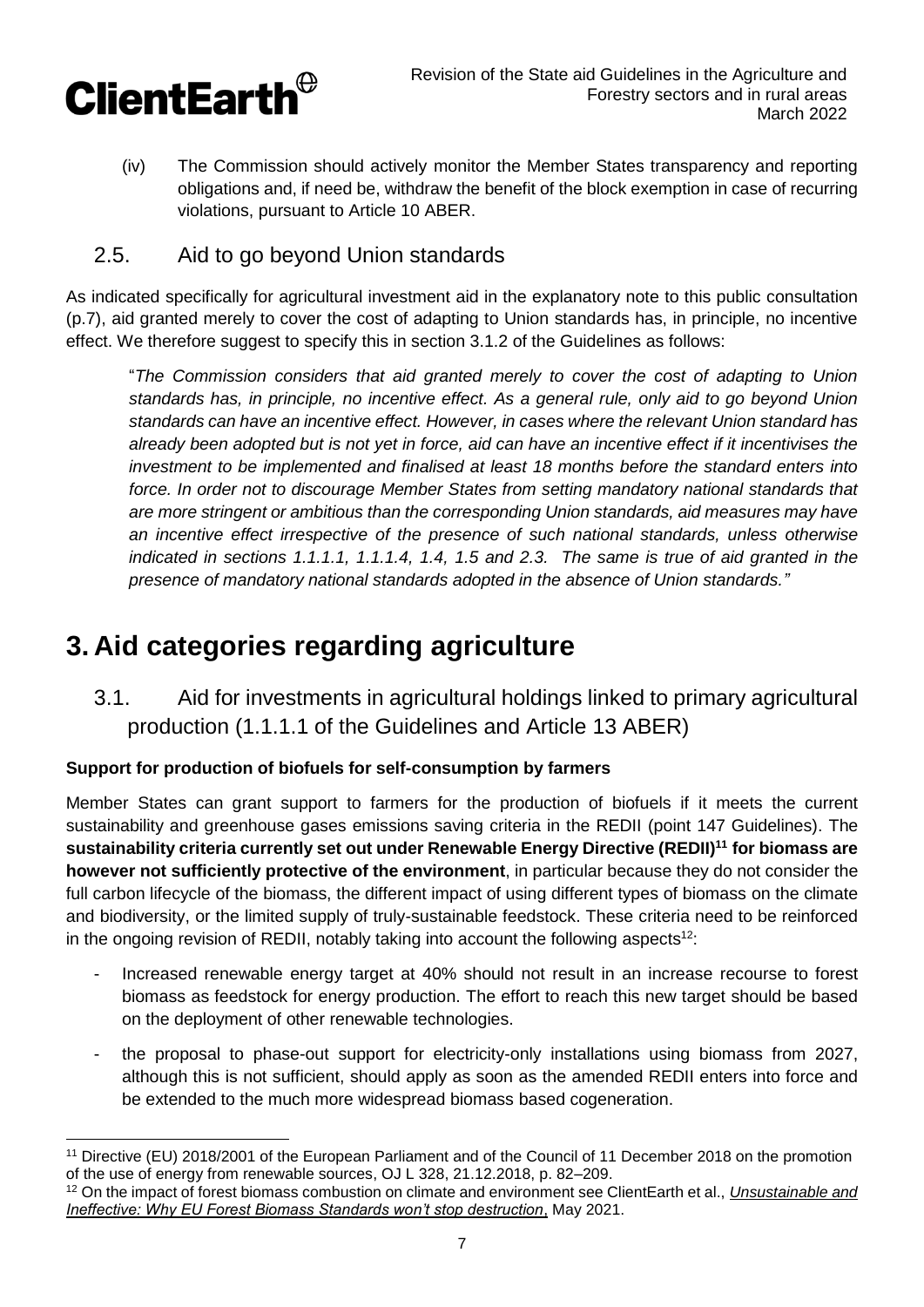(iv) The Commission should actively monitor the Member States transparency and reporting obligations and, if need be, withdraw the benefit of the block exemption in case of recurring violations, pursuant to Article 10 ABER.

## 2.5. Aid to go beyond Union standards

As indicated specifically for agricultural investment aid in the explanatory note to this public consultation (p.7), aid granted merely to cover the cost of adapting to Union standards has, in principle, no incentive effect. We therefore suggest to specify this in section 3.1.2 of the Guidelines as follows:

> "*The Commission considers that aid granted merely to cover the cost of adapting to Union standards has, in principle, no incentive effect. As a general rule, only aid to go beyond Union standards can have an incentive effect. However, in cases where the relevant Union standard has already been adopted but is not yet in force, aid can have an incentive effect if it incentivises the investment to be implemented and finalised at least 18 months before the standard enters into force. In order not to discourage Member States from setting mandatory national standards that are more stringent or ambitious than the corresponding Union standards, aid measures may have an incentive effect irrespective of the presence of such national standards, unless otherwise indicated in sections 1.1.1.1, 1.1.1.4, 1.4, 1.5 and 2.3. The same is true of aid granted in the presence of mandatory national standards adopted in the absence of Union standards."*

# 3. Aid categories regarding agriculture

## 3.1. Aid for investments in agricultural holdings linked to primary agricultural production (1.1.1.1 of the Guidelines and Article 13 ABER)

**Support for production of biofuels for self-consumption by farmers**

Member States can grant support to farmers for the production of biofuels if it meets the current sustainability and greenhouse gases emissions saving criteria in the REDII (point 147 Guidelines). The **sustainability criteria currently set out under Renewable Energy Directive (REDII)[11] for biomass are however not sufficiently protective of the environment**, in particular because they do not consider the full carbon lifecycle of the biomass, the different impact of using different types of biomass on the climate and biodiversity, or the limited supply of truly-sustainable feedstock. These criteria need to be reinforced in the ongoing revision of REDII, notably taking into account the following aspects[12]:

- Increased renewable energy target at 40% should not result in an increase recourse to forest biomass as feedstock for energy production. The effort to reach this new target should be based on the deployment of other renewable technologies.
- the proposal to phase-out support for electricity-only installations using biomass from 2027, although this is not sufficient, should apply as soon as the amended REDII enters into force and be extended to the much more widespread biomass based cogeneration.

---

[11] Directive (EU) 2018/2001 of the European Parliament and of the Council of 11 December 2018 on the promotion of the use of energy from renewable sources, OJ L 328, 21.12.2018, p. 82–209.

[12] On the impact of forest biomass combustion on climate and environment see ClientEarth et al., *Unsustainable and Ineffective: Why EU Forest Biomass Standards won't stop destruction*, May 2021.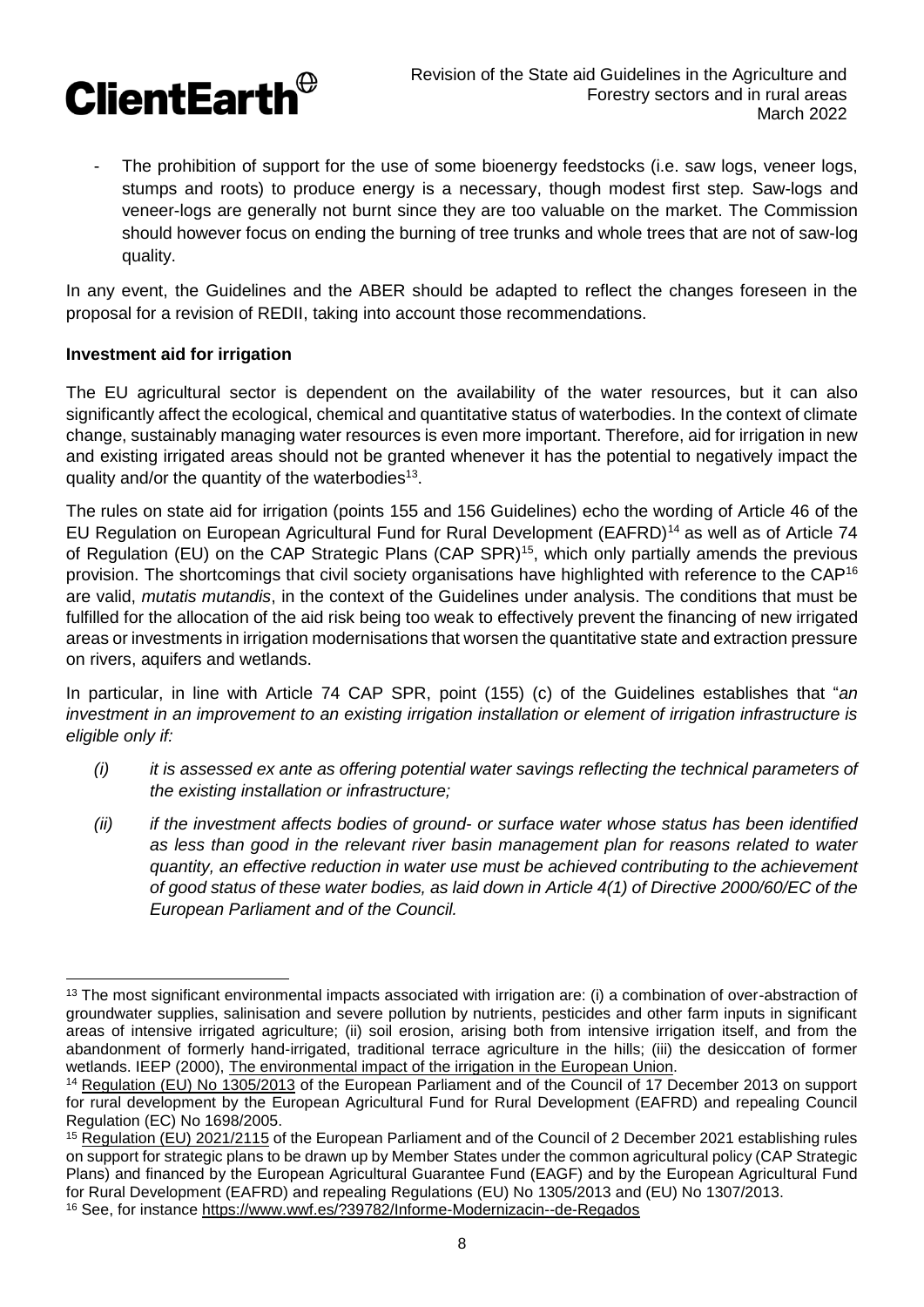- The prohibition of support for the use of some bioenergy feedstocks (i.e. saw logs, veneer logs, stumps and roots) to produce energy is a necessary, though modest first step. Saw-logs and veneer-logs are generally not burnt since they are too valuable on the market. The Commission should however focus on ending the burning of tree trunks and whole trees that are not of saw-log quality.

In any event, the Guidelines and the ABER should be adapted to reflect the changes foreseen in the proposal for a revision of REDII, taking into account those recommendations.

**Investment aid for irrigation**

The EU agricultural sector is dependent on the availability of the water resources, but it can also significantly affect the ecological, chemical and quantitative status of waterbodies. In the context of climate change, sustainably managing water resources is even more important. Therefore, aid for irrigation in new and existing irrigated areas should not be granted whenever it has the potential to negatively impact the quality and/or the quantity of the waterbodies[13].

The rules on state aid for irrigation (points 155 and 156 Guidelines) echo the wording of Article 46 of the EU Regulation on European Agricultural Fund for Rural Development (EAFRD)[14] as well as of Article 74 of Regulation (EU) on the CAP Strategic Plans (CAP SPR)[15], which only partially amends the previous provision. The shortcomings that civil society organisations have highlighted with reference to the CAP[16] are valid, *mutatis mutandis*, in the context of the Guidelines under analysis. The conditions that must be fulfilled for the allocation of the aid risk being too weak to effectively prevent the financing of new irrigated areas or investments in irrigation modernisations that worsen the quantitative state and extraction pressure on rivers, aquifers and wetlands.

In particular, in line with Article 74 CAP SPR, point (155) (c) of the Guidelines establishes that "*an investment in an improvement to an existing irrigation installation or element of irrigation infrastructure is eligible only if:*

- *(i) it is assessed ex ante as offering potential water savings reflecting the technical parameters of the existing installation or infrastructure;*
- *(ii) if the investment affects bodies of ground- or surface water whose status has been identified as less than good in the relevant river basin management plan for reasons related to water quantity, an effective reduction in water use must be achieved contributing to the achievement of good status of these water bodies, as laid down in Article 4(1) of Directive 2000/60/EC of the European Parliament and of the Council.*

---

[13] The most significant environmental impacts associated with irrigation are: (i) a combination of over-abstraction of groundwater supplies, salinisation and severe pollution by nutrients, pesticides and other farm inputs in significant areas of intensive irrigated agriculture; (ii) soil erosion, arising both from intensive irrigation itself, and from the abandonment of formerly hand-irrigated, traditional terrace agriculture in the hills; (iii) the desiccation of former wetlands. IEEP (2000), The environmental impact of the irrigation in the European Union.

[14] Regulation (EU) No 1305/2013 of the European Parliament and of the Council of 17 December 2013 on support for rural development by the European Agricultural Fund for Rural Development (EAFRD) and repealing Council Regulation (EC) No 1698/2005.

[15] Regulation (EU) 2021/2115 of the European Parliament and of the Council of 2 December 2021 establishing rules on support for strategic plans to be drawn up by Member States under the common agricultural policy (CAP Strategic Plans) and financed by the European Agricultural Guarantee Fund (EAGF) and by the European Agricultural Fund for Rural Development (EAFRD) and repealing Regulations (EU) No 1305/2013 and (EU) No 1307/2013.

[16] See, for instance https://www.wwf.es/?39782/Informe-Modernizacin--de-Regados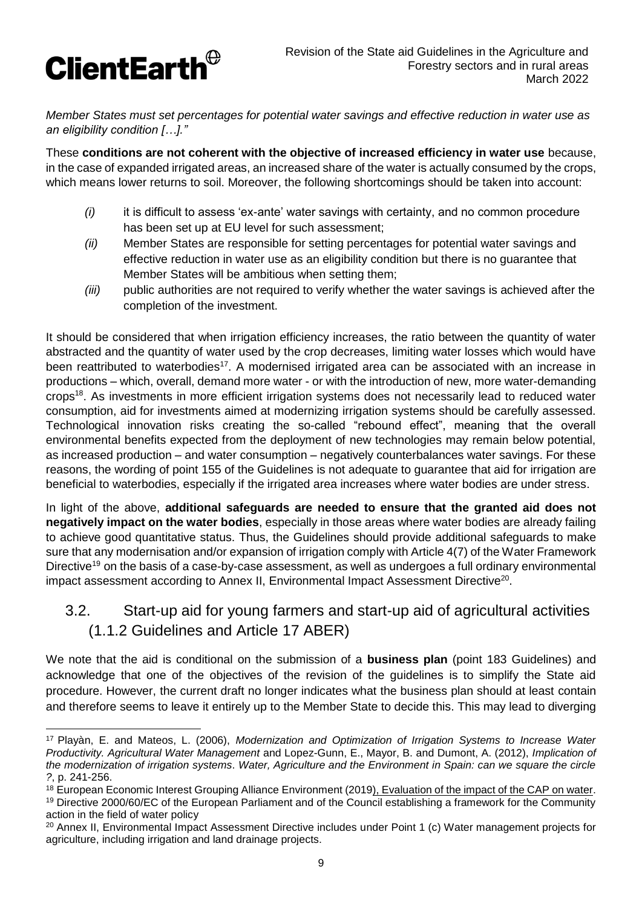*Member States must set percentages for potential water savings and effective reduction in water use as an eligibility condition […].”*

These **conditions are not coherent with the objective of increased efficiency in water use** because, in the case of expanded irrigated areas, an increased share of the water is actually consumed by the crops, which means lower returns to soil. Moreover, the following shortcomings should be taken into account:

*(i)* it is difficult to assess 'ex-ante' water savings with certainty, and no common procedure has been set up at EU level for such assessment;

*(ii)* Member States are responsible for setting percentages for potential water savings and effective reduction in water use as an eligibility condition but there is no guarantee that Member States will be ambitious when setting them;

*(iii)* public authorities are not required to verify whether the water savings is achieved after the completion of the investment.

It should be considered that when irrigation efficiency increases, the ratio between the quantity of water abstracted and the quantity of water used by the crop decreases, limiting water losses which would have been reattributed to waterbodies[17]. A modernised irrigated area can be associated with an increase in productions – which, overall, demand more water - or with the introduction of new, more water-demanding crops[18]. As investments in more efficient irrigation systems does not necessarily lead to reduced water consumption, aid for investments aimed at modernizing irrigation systems should be carefully assessed. Technological innovation risks creating the so-called "rebound effect", meaning that the overall environmental benefits expected from the deployment of new technologies may remain below potential, as increased production – and water consumption – negatively counterbalances water savings. For these reasons, the wording of point 155 of the Guidelines is not adequate to guarantee that aid for irrigation are beneficial to waterbodies, especially if the irrigated area increases where water bodies are under stress.

In light of the above, **additional safeguards are needed to ensure that the granted aid does not negatively impact on the water bodies**, especially in those areas where water bodies are already failing to achieve good quantitative status. Thus, the Guidelines should provide additional safeguards to make sure that any modernisation and/or expansion of irrigation comply with Article 4(7) of the Water Framework Directive[19] on the basis of a case-by-case assessment, as well as undergoes a full ordinary environmental impact assessment according to Annex II, Environmental Impact Assessment Directive[20].

## 3.2. Start-up aid for young farmers and start-up aid of agricultural activities (1.1.2 Guidelines and Article 17 ABER)

We note that the aid is conditional on the submission of a **business plan** (point 183 Guidelines) and acknowledge that one of the objectives of the revision of the guidelines is to simplify the State aid procedure. However, the current draft no longer indicates what the business plan should at least contain and therefore seems to leave it entirely up to the Member State to decide this. This may lead to diverging

---

[17] Playàn, E. and Mateos, L. (2006), *Modernization and Optimization of Irrigation Systems to Increase Water Productivity. Agricultural Water Management* and Lopez-Gunn, E., Mayor, B. and Dumont, A. (2012), *Implication of the modernization of irrigation systems*. *Water, Agriculture and the Environment in Spain: can we square the circle ?*, p. 241-256.

[18] European Economic Interest Grouping Alliance Environment (2019), Evaluation of the impact of the CAP on water.

[19] Directive 2000/60/EC of the European Parliament and of the Council establishing a framework for the Community action in the field of water policy

[20] Annex II, Environmental Impact Assessment Directive includes under Point 1 (c) Water management projects for agriculture, including irrigation and land drainage projects.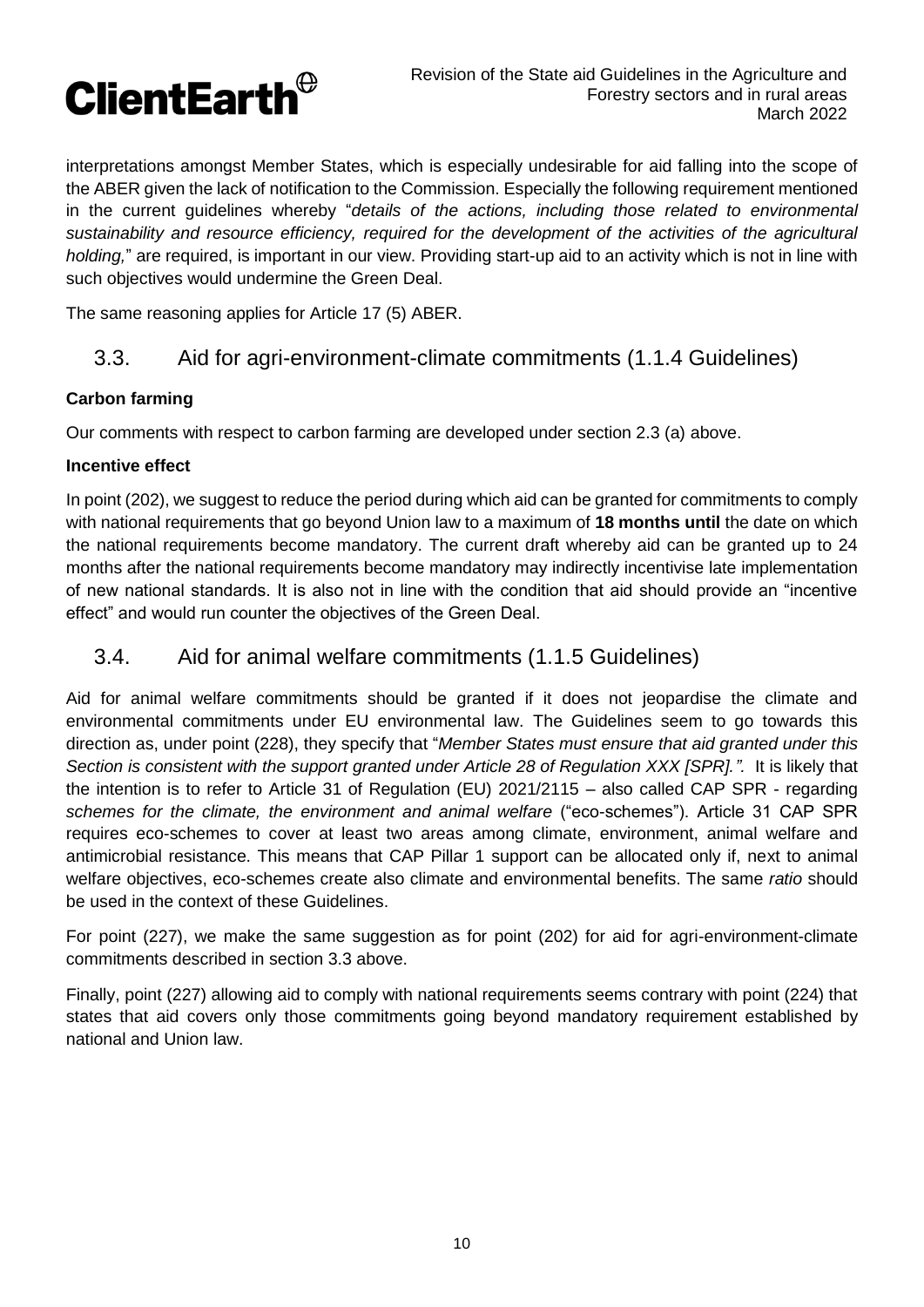interpretations amongst Member States, which is especially undesirable for aid falling into the scope of the ABER given the lack of notification to the Commission. Especially the following requirement mentioned in the current guidelines whereby "*details of the actions, including those related to environmental sustainability and resource efficiency, required for the development of the activities of the agricultural holding,*" are required, is important in our view. Providing start-up aid to an activity which is not in line with such objectives would undermine the Green Deal.

The same reasoning applies for Article 17 (5) ABER.

## 3.3. Aid for agri-environment-climate commitments (1.1.4 Guidelines)

**Carbon farming**

Our comments with respect to carbon farming are developed under section 2.3 (a) above.

**Incentive effect**

In point (202), we suggest to reduce the period during which aid can be granted for commitments to comply with national requirements that go beyond Union law to a maximum of **18 months until** the date on which the national requirements become mandatory. The current draft whereby aid can be granted up to 24 months after the national requirements become mandatory may indirectly incentivise late implementation of new national standards. It is also not in line with the condition that aid should provide an "incentive effect" and would run counter the objectives of the Green Deal.

## 3.4. Aid for animal welfare commitments (1.1.5 Guidelines)

Aid for animal welfare commitments should be granted if it does not jeopardise the climate and environmental commitments under EU environmental law. The Guidelines seem to go towards this direction as, under point (228), they specify that "*Member States must ensure that aid granted under this Section is consistent with the support granted under Article 28 of Regulation XXX [SPR].".* It is likely that the intention is to refer to Article 31 of Regulation (EU) 2021/2115 – also called CAP SPR - regarding *schemes for the climate, the environment and animal welfare* ("eco-schemes"). Article 31 CAP SPR requires eco-schemes to cover at least two areas among climate, environment, animal welfare and antimicrobial resistance. This means that CAP Pillar 1 support can be allocated only if, next to animal welfare objectives, eco-schemes create also climate and environmental benefits. The same *ratio* should be used in the context of these Guidelines.

For point (227), we make the same suggestion as for point (202) for aid for agri-environment-climate commitments described in section 3.3 above.

Finally, point (227) allowing aid to comply with national requirements seems contrary with point (224) that states that aid covers only those commitments going beyond mandatory requirement established by national and Union law.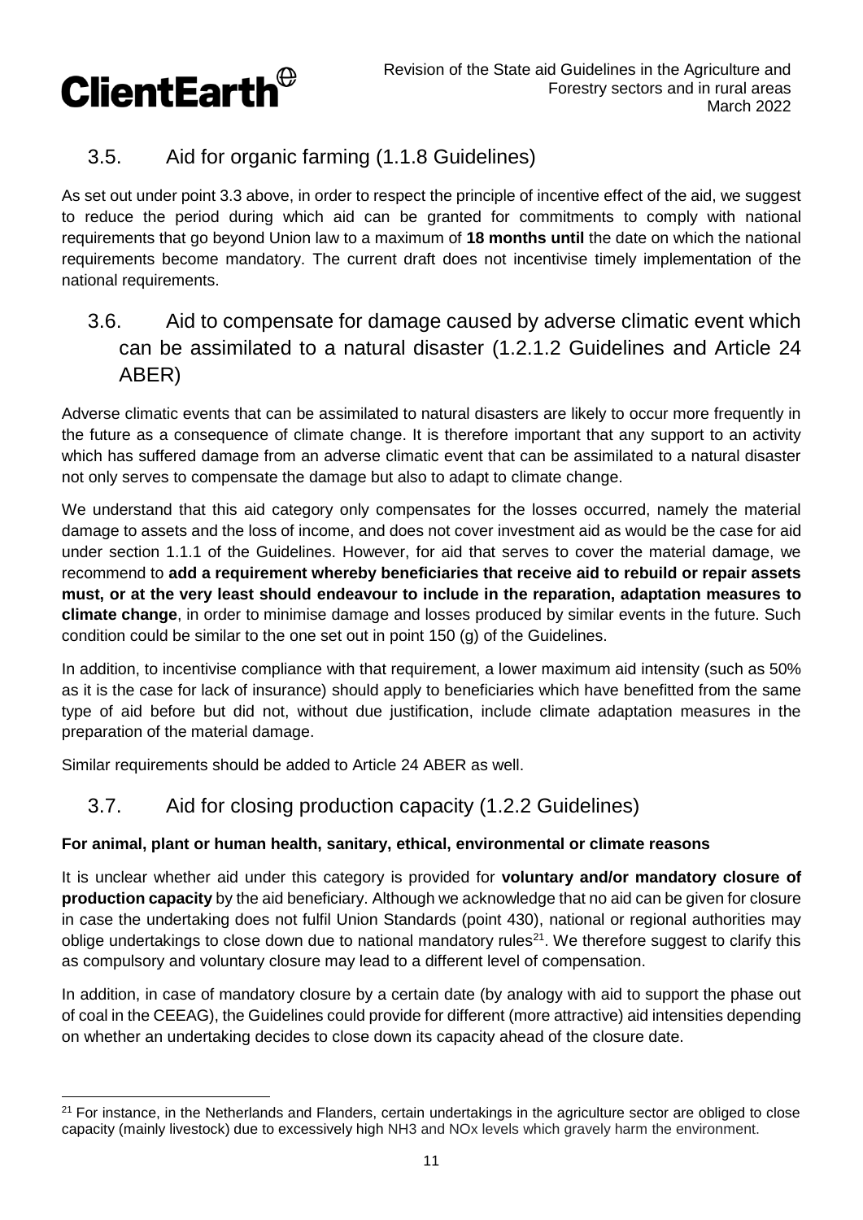## 3.5. Aid for organic farming (1.1.8 Guidelines)

As set out under point 3.3 above, in order to respect the principle of incentive effect of the aid, we suggest to reduce the period during which aid can be granted for commitments to comply with national requirements that go beyond Union law to a maximum of **18 months until** the date on which the national requirements become mandatory. The current draft does not incentivise timely implementation of the national requirements.

## 3.6. Aid to compensate for damage caused by adverse climatic event which can be assimilated to a natural disaster (1.2.1.2 Guidelines and Article 24 ABER)

Adverse climatic events that can be assimilated to natural disasters are likely to occur more frequently in the future as a consequence of climate change. It is therefore important that any support to an activity which has suffered damage from an adverse climatic event that can be assimilated to a natural disaster not only serves to compensate the damage but also to adapt to climate change.

We understand that this aid category only compensates for the losses occurred, namely the material damage to assets and the loss of income, and does not cover investment aid as would be the case for aid under section 1.1.1 of the Guidelines. However, for aid that serves to cover the material damage, we recommend to **add a requirement whereby beneficiaries that receive aid to rebuild or repair assets must, or at the very least should endeavour to include in the reparation, adaptation measures to climate change**, in order to minimise damage and losses produced by similar events in the future. Such condition could be similar to the one set out in point 150 (g) of the Guidelines.

In addition, to incentivise compliance with that requirement, a lower maximum aid intensity (such as 50% as it is the case for lack of insurance) should apply to beneficiaries which have benefitted from the same type of aid before but did not, without due justification, include climate adaptation measures in the preparation of the material damage.

Similar requirements should be added to Article 24 ABER as well.

## 3.7. Aid for closing production capacity (1.2.2 Guidelines)

**For animal, plant or human health, sanitary, ethical, environmental or climate reasons**

It is unclear whether aid under this category is provided for **voluntary and/or mandatory closure of production capacity** by the aid beneficiary. Although we acknowledge that no aid can be given for closure in case the undertaking does not fulfil Union Standards (point 430), national or regional authorities may oblige undertakings to close down due to national mandatory rules[21]. We therefore suggest to clarify this as compulsory and voluntary closure may lead to a different level of compensation.

In addition, in case of mandatory closure by a certain date (by analogy with aid to support the phase out of coal in the CEEAG), the Guidelines could provide for different (more attractive) aid intensities depending on whether an undertaking decides to close down its capacity ahead of the closure date.

---

[21] For instance, in the Netherlands and Flanders, certain undertakings in the agriculture sector are obliged to close capacity (mainly livestock) due to excessively high $NH_3$ and $NO_x$ levels which gravely harm the environment.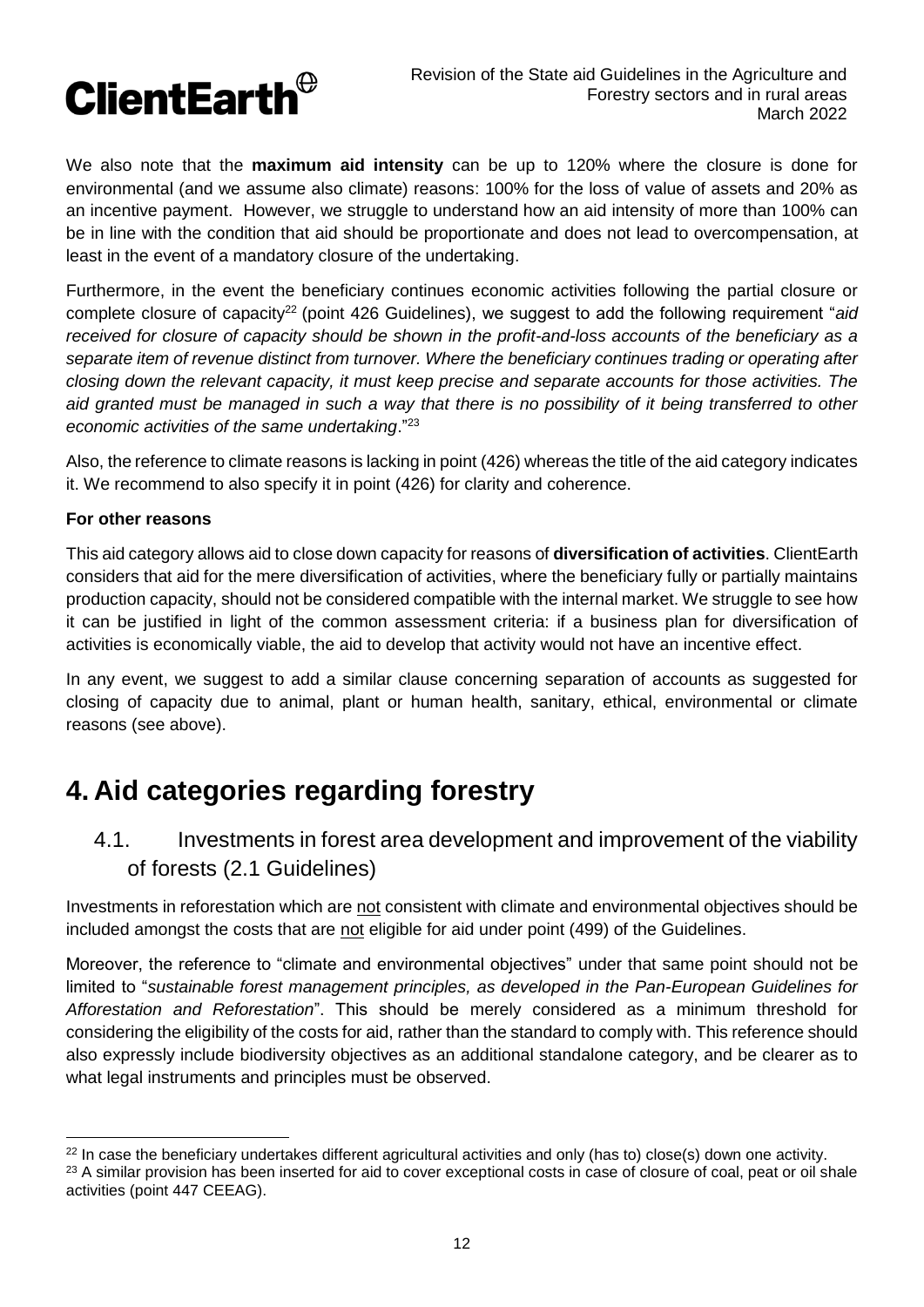We also note that the **maximum aid intensity** can be up to 120% where the closure is done for environmental (and we assume also climate) reasons: 100% for the loss of value of assets and 20% as an incentive payment. However, we struggle to understand how an aid intensity of more than 100% can be in line with the condition that aid should be proportionate and does not lead to overcompensation, at least in the event of a mandatory closure of the undertaking.

Furthermore, in the event the beneficiary continues economic activities following the partial closure or complete closure of capacity[22] (point 426 Guidelines), we suggest to add the following requirement "*aid received for closure of capacity should be shown in the profit-and-loss accounts of the beneficiary as a separate item of revenue distinct from turnover. Where the beneficiary continues trading or operating after closing down the relevant capacity, it must keep precise and separate accounts for those activities. The aid granted must be managed in such a way that there is no possibility of it being transferred to other economic activities of the same undertaking*."[23]

Also, the reference to climate reasons is lacking in point (426) whereas the title of the aid category indicates it. We recommend to also specify it in point (426) for clarity and coherence.

**For other reasons**

This aid category allows aid to close down capacity for reasons of **diversification of activities**. ClientEarth considers that aid for the mere diversification of activities, where the beneficiary fully or partially maintains production capacity, should not be considered compatible with the internal market. We struggle to see how it can be justified in light of the common assessment criteria: if a business plan for diversification of activities is economically viable, the aid to develop that activity would not have an incentive effect.

In any event, we suggest to add a similar clause concerning separation of accounts as suggested for closing of capacity due to animal, plant or human health, sanitary, ethical, environmental or climate reasons (see above).

# 4. Aid categories regarding forestry

## 4.1. Investments in forest area development and improvement of the viability of forests (2.1 Guidelines)

Investments in reforestation which are not consistent with climate and environmental objectives should be included amongst the costs that are not eligible for aid under point (499) of the Guidelines.

Moreover, the reference to "climate and environmental objectives" under that same point should not be limited to "*sustainable forest management principles, as developed in the Pan-European Guidelines for Afforestation and Reforestation*". This should be merely considered as a minimum threshold for considering the eligibility of the costs for aid, rather than the standard to comply with. This reference should also expressly include biodiversity objectives as an additional standalone category, and be clearer as to what legal instruments and principles must be observed.

[22] In case the beneficiary undertakes different agricultural activities and only (has to) close(s) down one activity.

[23] A similar provision has been inserted for aid to cover exceptional costs in case of closure of coal, peat or oil shale activities (point 447 CEEAG).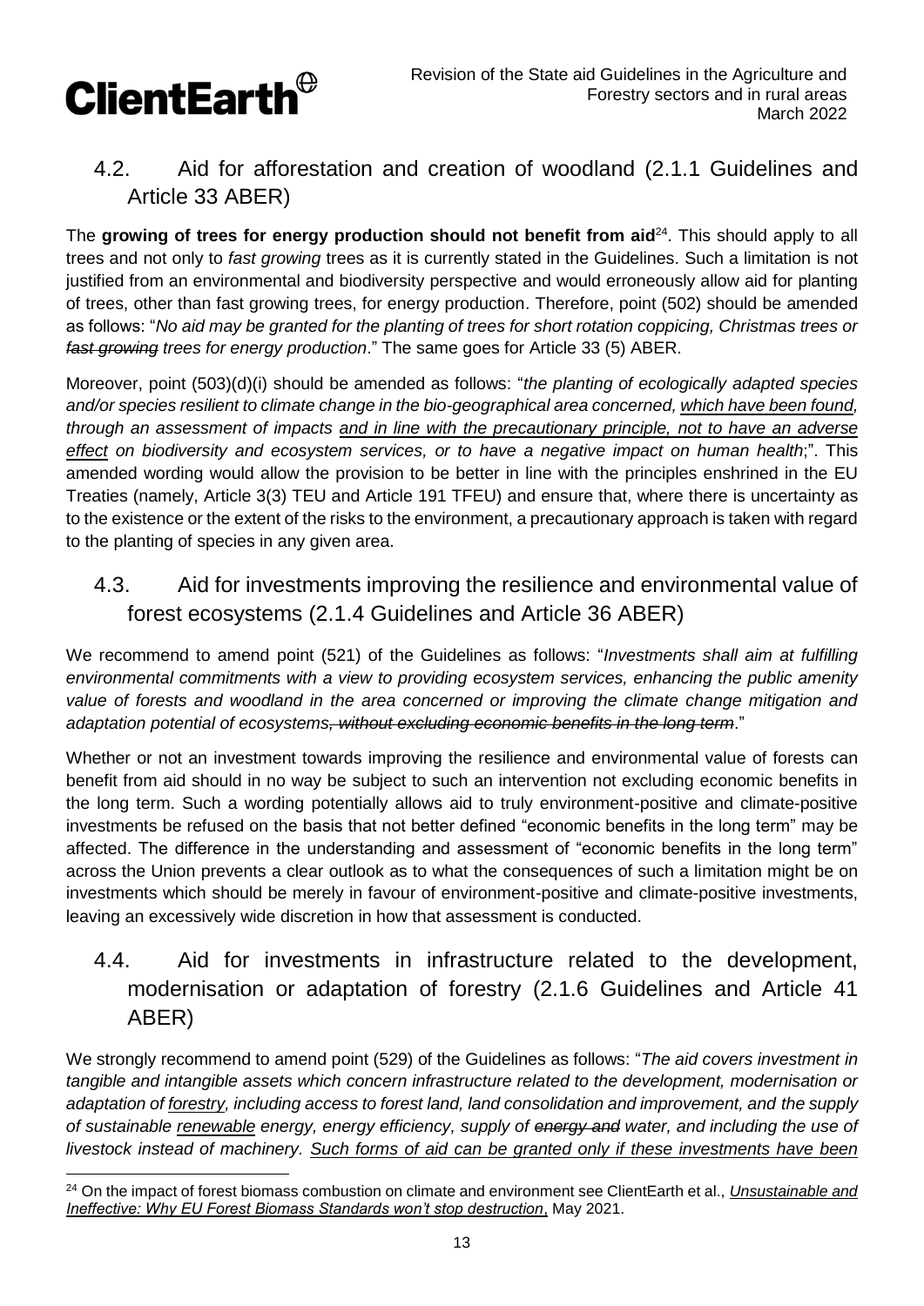## 4.2. Aid for afforestation and creation of woodland (2.1.1 Guidelines and Article 33 ABER)

The **growing of trees for energy production should not benefit from aid**[24]. This should apply to all trees and not only to *fast growing* trees as it is currently stated in the Guidelines. Such a limitation is not justified from an environmental and biodiversity perspective and would erroneously allow aid for planting of trees, other than fast growing trees, for energy production. Therefore, point (502) should be amended as follows: "*No aid may be granted for the planting of trees for short rotation coppicing, Christmas trees or ~~fast growing~~ trees for energy production*." The same goes for Article 33 (5) ABER.

Moreover, point (503)(d)(i) should be amended as follows: "*the planting of ecologically adapted species and/or species resilient to climate change in the bio-geographical area concerned, <u>which have been found</u>, through an assessment of impacts <u>and in line with the precautionary principle, not to have an adverse effect</u> on biodiversity and ecosystem services, or to have a negative impact on human health*;". This amended wording would allow the provision to be better in line with the principles enshrined in the EU Treaties (namely, Article 3(3) TEU and Article 191 TFEU) and ensure that, where there is uncertainty as to the existence or the extent of the risks to the environment, a precautionary approach is taken with regard to the planting of species in any given area.

## 4.3. Aid for investments improving the resilience and environmental value of forest ecosystems (2.1.4 Guidelines and Article 36 ABER)

We recommend to amend point (521) of the Guidelines as follows: "*Investments shall aim at fulfilling environmental commitments with a view to providing ecosystem services, enhancing the public amenity value of forests and woodland in the area concerned or improving the climate change mitigation and adaptation potential of ecosystems~~, without excluding economic benefits in the long term~~*."

Whether or not an investment towards improving the resilience and environmental value of forests can benefit from aid should in no way be subject to such an intervention not excluding economic benefits in the long term. Such a wording potentially allows aid to truly environment-positive and climate-positive investments be refused on the basis that not better defined "economic benefits in the long term" may be affected. The difference in the understanding and assessment of "economic benefits in the long term" across the Union prevents a clear outlook as to what the consequences of such a limitation might be on investments which should be merely in favour of environment-positive and climate-positive investments, leaving an excessively wide discretion in how that assessment is conducted.

## 4.4. Aid for investments in infrastructure related to the development, modernisation or adaptation of forestry (2.1.6 Guidelines and Article 41 ABER)

We strongly recommend to amend point (529) of the Guidelines as follows: "*The aid covers investment in tangible and intangible assets which concern infrastructure related to the development, modernisation or adaptation of <u>forestry</u>, including access to forest land, land consolidation and improvement, and the supply of sustainable <u>renewable</u> energy, energy efficiency, supply of ~~energy and~~ water, and including the use of livestock instead of machinery. <u>Such forms of aid can be granted only if these investments have been</u>*

---

[24] On the impact of forest biomass combustion on climate and environment see ClientEarth et al., *<u>Unsustainable and Ineffective: Why EU Forest Biomass Standards won't stop destruction</u>*, May 2021.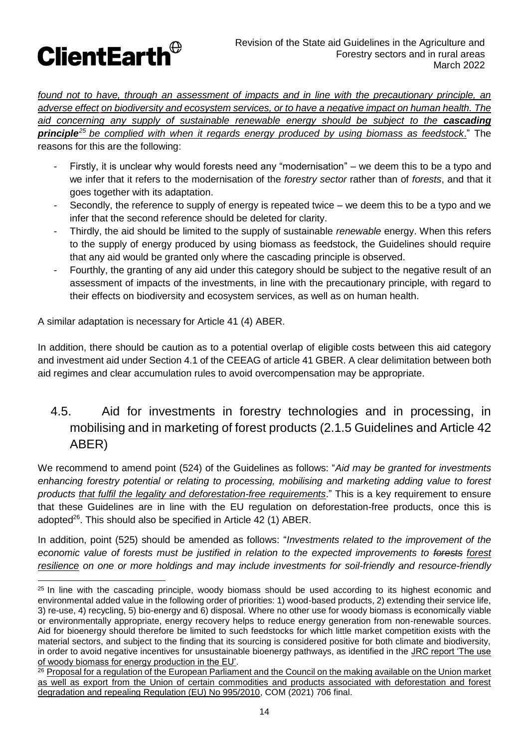*found not to have, through an assessment of impacts and in line with the precautionary principle, an adverse effect on biodiversity and ecosystem services, or to have a negative impact on human health. The aid concerning any supply of sustainable renewable energy should be subject to the **cascading principle**[25] be complied with when it regards energy produced by using biomass as feedstock*." The reasons for this are the following:

- Firstly, it is unclear why would forests need any "modernisation" – we deem this to be a typo and we infer that it refers to the modernisation of the *forestry sector* rather than of *forests*, and that it goes together with its adaptation.
- Secondly, the reference to supply of energy is repeated twice – we deem this to be a typo and we infer that the second reference should be deleted for clarity.
- Thirdly, the aid should be limited to the supply of sustainable *renewable* energy. When this refers to the supply of energy produced by using biomass as feedstock, the Guidelines should require that any aid would be granted only where the cascading principle is observed.
- Fourthly, the granting of any aid under this category should be subject to the negative result of an assessment of impacts of the investments, in line with the precautionary principle, with regard to their effects on biodiversity and ecosystem services, as well as on human health.

A similar adaptation is necessary for Article 41 (4) ABER.

In addition, there should be caution as to a potential overlap of eligible costs between this aid category and investment aid under Section 4.1 of the CEEAG of article 41 GBER. A clear delimitation between both aid regimes and clear accumulation rules to avoid overcompensation may be appropriate.

## 4.5. Aid for investments in forestry technologies and in processing, in mobilising and in marketing of forest products (2.1.5 Guidelines and Article 42 ABER)

We recommend to amend point (524) of the Guidelines as follows: "*Aid may be granted for investments enhancing forestry potential or relating to processing, mobilising and marketing adding value to forest products that fulfil the legality and deforestation-free requirements*." This is a key requirement to ensure that these Guidelines are in line with the EU regulation on deforestation-free products, once this is adopted[26]. This should also be specified in Article 42 (1) ABER.

In addition, point (525) should be amended as follows: "*Investments related to the improvement of the economic value of forests must be justified in relation to the expected improvements to ~~forests~~ forest resilience on one or more holdings and may include investments for soil-friendly and resource-friendly*

---

[25] In line with the cascading principle, woody biomass should be used according to its highest economic and environmental added value in the following order of priorities: 1) wood-based products, 2) extending their service life, 3) re-use, 4) recycling, 5) bio-energy and 6) disposal. Where no other use for woody biomass is economically viable or environmentally appropriate, energy recovery helps to reduce energy generation from non-renewable sources. Aid for bioenergy should therefore be limited to such feedstocks for which little market competition exists with the material sectors, and subject to the finding that its sourcing is considered positive for both climate and biodiversity, in order to avoid negative incentives for unsustainable bioenergy pathways, as identified in the JRC report 'The use of woody biomass for energy production in the EU'.

[26] Proposal for a regulation of the European Parliament and the Council on the making available on the Union market as well as export from the Union of certain commodities and products associated with deforestation and forest degradation and repealing Regulation (EU) No 995/2010, COM (2021) 706 final.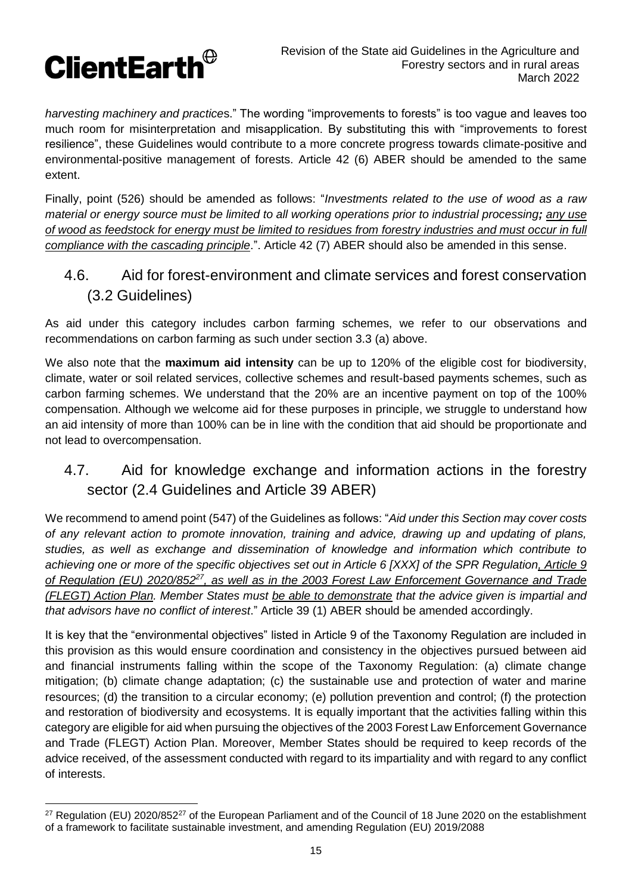*harvesting machinery and practices*." The wording "improvements to forests" is too vague and leaves too much room for misinterpretation and misapplication. By substituting this with "improvements to forest resilience", these Guidelines would contribute to a more concrete progress towards climate-positive and environmental-positive management of forests. Article 42 (6) ABER should be amended to the same extent.

Finally, point (526) should be amended as follows: "*Investments related to the use of wood as a raw material or energy source must be limited to all working operations prior to industrial processing**;** <u>any use of wood as feedstock for energy must be limited to residues from forestry industries and must occur in full compliance with the cascading principle</u>*.". Article 42 (7) ABER should also be amended in this sense.

## 4.6. Aid for forest-environment and climate services and forest conservation (3.2 Guidelines)

As aid under this category includes carbon farming schemes, we refer to our observations and recommendations on carbon farming as such under section 3.3 (a) above.

We also note that the **maximum aid intensity** can be up to 120% of the eligible cost for biodiversity, climate, water or soil related services, collective schemes and result-based payments schemes, such as carbon farming schemes. We understand that the 20% are an incentive payment on top of the 100% compensation. Although we welcome aid for these purposes in principle, we struggle to understand how an aid intensity of more than 100% can be in line with the condition that aid should be proportionate and not lead to overcompensation.

## 4.7. Aid for knowledge exchange and information actions in the forestry sector (2.4 Guidelines and Article 39 ABER)

We recommend to amend point (547) of the Guidelines as follows: "*Aid under this Section may cover costs of any relevant action to promote innovation, training and advice, drawing up and updating of plans, studies, as well as exchange and dissemination of knowledge and information which contribute to achieving one or more of the specific objectives set out in Article 6 [XXX] of the SPR Regulation<u>, Article 9 of Regulation (EU) 2020/852[27], as well as in the 2003 Forest Law Enforcement Governance and Trade (FLEGT) Action Plan</u>. Member States must <u>be able to demonstrate</u> that the advice given is impartial and that advisors have no conflict of interest*." Article 39 (1) ABER should be amended accordingly.

It is key that the "environmental objectives" listed in Article 9 of the Taxonomy Regulation are included in this provision as this would ensure coordination and consistency in the objectives pursued between aid and financial instruments falling within the scope of the Taxonomy Regulation: (a) climate change mitigation; (b) climate change adaptation; (c) the sustainable use and protection of water and marine resources; (d) the transition to a circular economy; (e) pollution prevention and control; (f) the protection and restoration of biodiversity and ecosystems. It is equally important that the activities falling within this category are eligible for aid when pursuing the objectives of the 2003 Forest Law Enforcement Governance and Trade (FLEGT) Action Plan. Moreover, Member States should be required to keep records of the advice received, of the assessment conducted with regard to its impartiality and with regard to any conflict of interests.

---

[27] Regulation (EU) 2020/852[27] of the European Parliament and of the Council of 18 June 2020 on the establishment of a framework to facilitate sustainable investment, and amending Regulation (EU) 2019/2088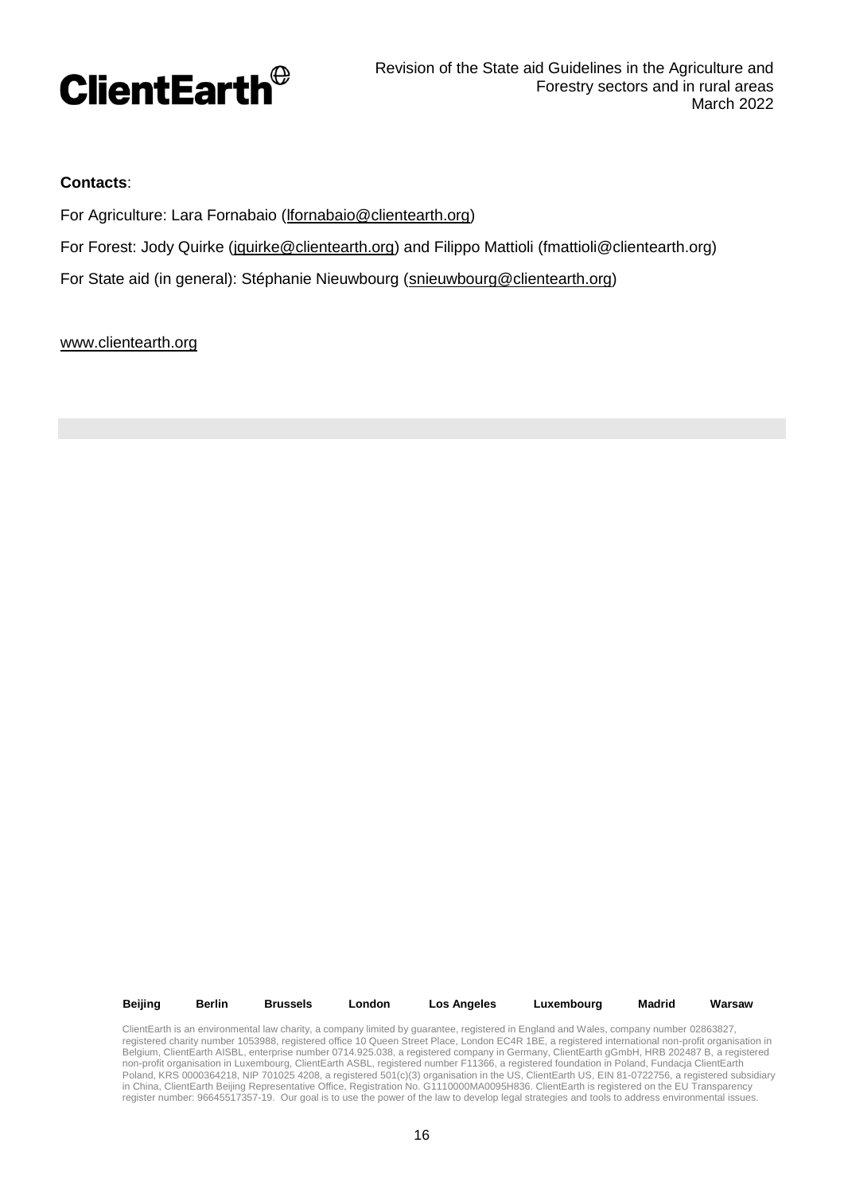**Contacts**:

For Agriculture: Lara Fornabaio (lfornabaio@clientearth.org)

For Forest: Jody Quirke (jquirke@clientearth.org) and Filippo Mattioli (fmattioli@clientearth.org)

For State aid (in general): Stéphanie Nieuwbourg (snieuwbourg@clientearth.org)

www.clientearth.org

**Beijing** **Berlin** **Brussels** **London** **Los Angeles** **Luxembourg** **Madrid** **Warsaw**

ClientEarth is an environmental law charity, a company limited by guarantee, registered in England and Wales, company number 02863827, registered charity number 1053988, registered office 10 Queen Street Place, London EC4R 1BE, a registered international non-profit organisation in Belgium, ClientEarth AISBL, enterprise number 0714.925.038, a registered company in Germany, ClientEarth gGmbH, HRB 202487 B, a registered non-profit organisation in Luxembourg, ClientEarth ASBL, registered number F11366, a registered foundation in Poland, Fundacja ClientEarth Poland, KRS 0000364218, NIP 701025 4208, a registered 501(c)(3) organisation in the US, ClientEarth US, EIN 81-0722756, a registered subsidiary in China, ClientEarth Beijing Representative Office, Registration No. G1110000MA0095H836. ClientEarth is registered on the EU Transparency register number: 96645517357-19. Our goal is to use the power of the law to develop legal strategies and tools to address environmental issues.